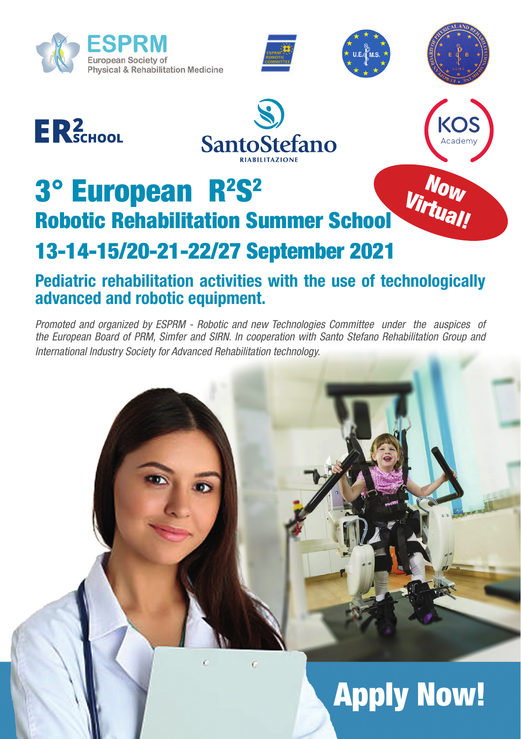ESPRM
European Society of
Physical & Rehabilitation Medicine

ER² SCHOOL

SantoStefano
RIABILITAZIONE

KOS Academy

# 3° European $R^2S^2$

## Robotic Rehabilitation Summer School

**Now Virtual!**

## 13-14-15/20-21-22/27 September 2021

### Pediatric rehabilitation activities with the use of technologically advanced and robotic equipment.

*Promoted and organized by ESPRM - Robotic and new Technologies Committee under the auspices of the European Board of PRM, Simfer and SIRN. In cooperation with Santo Stefano Rehabilitation Group and International Industry Society for Advanced Rehabilitation technology.*

**Apply Now!**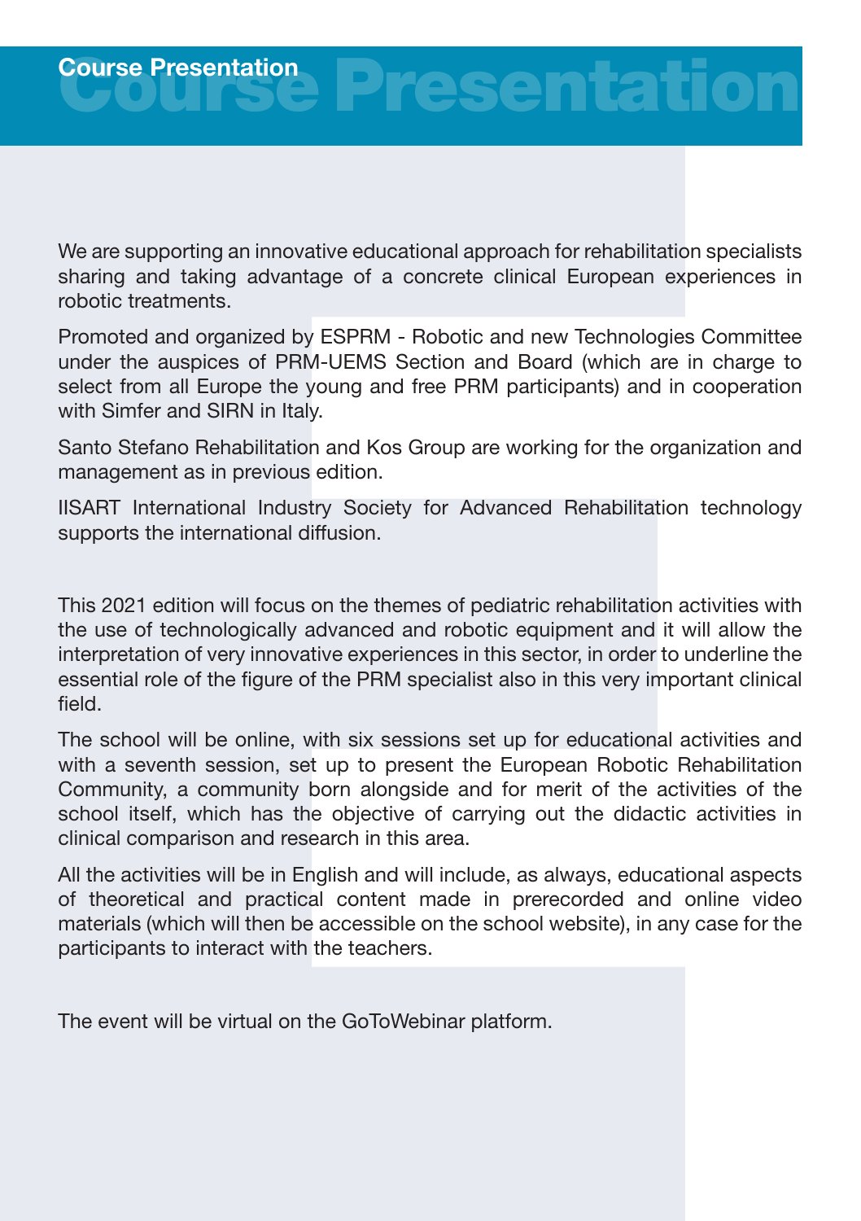# Course Presentation

We are supporting an innovative educational approach for rehabilitation specialists sharing and taking advantage of a concrete clinical European experiences in robotic treatments.

Promoted and organized by ESPRM - Robotic and new Technologies Committee under the auspices of PRM-UEMS Section and Board (which are in charge to select from all Europe the young and free PRM participants) and in cooperation with Simfer and SIRN in Italy.

Santo Stefano Rehabilitation and Kos Group are working for the organization and management as in previous edition.

IISART International Industry Society for Advanced Rehabilitation technology supports the international diffusion.

This 2021 edition will focus on the themes of pediatric rehabilitation activities with the use of technologically advanced and robotic equipment and it will allow the interpretation of very innovative experiences in this sector, in order to underline the essential role of the figure of the PRM specialist also in this very important clinical field.

The school will be online, with six sessions set up for educational activities and with a seventh session, set up to present the European Robotic Rehabilitation Community, a community born alongside and for merit of the activities of the school itself, which has the objective of carrying out the didactic activities in clinical comparison and research in this area.

All the activities will be in English and will include, as always, educational aspects of theoretical and practical content made in prerecorded and online video materials (which will then be accessible on the school website), in any case for the participants to interact with the teachers.

The event will be virtual on the GoToWebinar platform.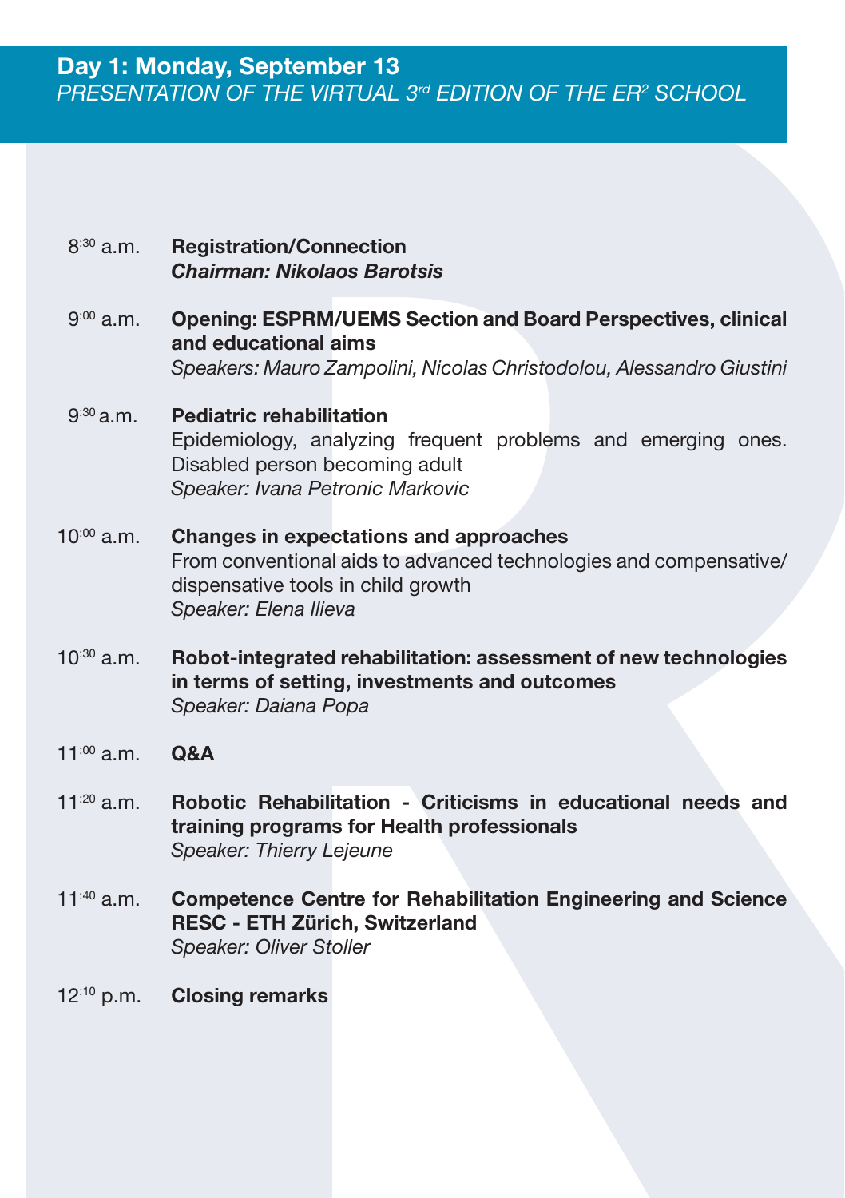## Day 1: Monday, September 13

*PRESENTATION OF THE VIRTUAL 3rd EDITION OF THE ER2 SCHOOL*

8:30 a.m. **Registration/Connection**
***Chairman: Nikolaos Barotsis***

9:00 a.m. **Opening: ESPRM/UEMS Section and Board Perspectives, clinical and educational aims**
*Speakers: Mauro Zampolini, Nicolas Christodolou, Alessandro Giustini*

9:30 a.m. **Pediatric rehabilitation**
Epidemiology, analyzing frequent problems and emerging ones. Disabled person becoming adult
*Speaker: Ivana Petronic Markovic*

10:00 a.m. **Changes in expectations and approaches**
From conventional aids to advanced technologies and compensative/dispensative tools in child growth
*Speaker: Elena Ilieva*

10:30 a.m. **Robot-integrated rehabilitation: assessment of new technologies in terms of setting, investments and outcomes**
*Speaker: Daiana Popa*

11:00 a.m. **Q&A**

11:20 a.m. **Robotic Rehabilitation - Criticisms in educational needs and training programs for Health professionals**
*Speaker: Thierry Lejeune*

11:40 a.m. **Competence Centre for Rehabilitation Engineering and Science RESC - ETH Zürich, Switzerland**
*Speaker: Oliver Stoller*

12:10 p.m. **Closing remarks**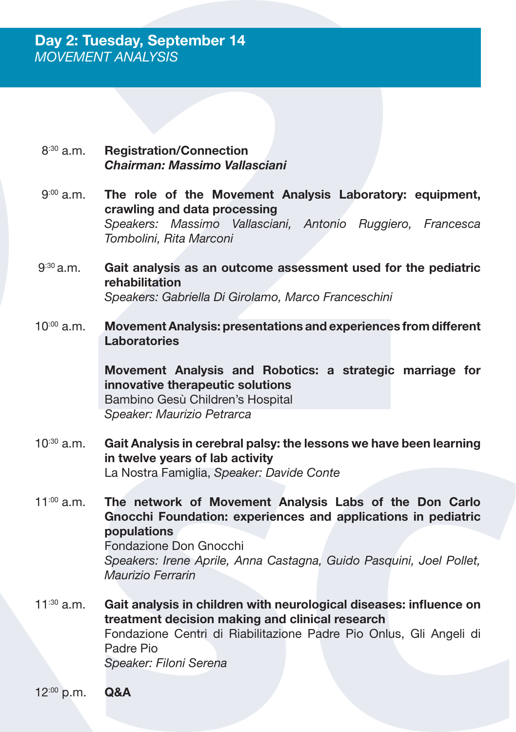## Day 2: Tuesday, September 14
*MOVEMENT ANALYSIS*

8:30 a.m. **Registration/Connection**
***Chairman: Massimo Vallasciani***

9:00 a.m. **The role of the Movement Analysis Laboratory: equipment, crawling and data processing**
*Speakers: Massimo Vallasciani, Antonio Ruggiero, Francesca Tombolini, Rita Marconi*

9:30 a.m. **Gait analysis as an outcome assessment used for the pediatric rehabilitation**
*Speakers: Gabriella Di Girolamo, Marco Franceschini*

10:00 a.m. **Movement Analysis: presentations and experiences from different Laboratories**

**Movement Analysis and Robotics: a strategic marriage for innovative therapeutic solutions**
Bambino Gesù Children's Hospital
*Speaker: Maurizio Petrarca*

10:30 a.m. **Gait Analysis in cerebral palsy: the lessons we have been learning in twelve years of lab activity**
La Nostra Famiglia, *Speaker: Davide Conte*

11:00 a.m. **The network of Movement Analysis Labs of the Don Carlo Gnocchi Foundation: experiences and applications in pediatric populations**
Fondazione Don Gnocchi
*Speakers: Irene Aprile, Anna Castagna, Guido Pasquini, Joel Pollet, Maurizio Ferrarin*

11:30 a.m. **Gait analysis in children with neurological diseases: influence on treatment decision making and clinical research**
Fondazione Centri di Riabilitazione Padre Pio Onlus, Gli Angeli di Padre Pio
*Speaker: Filoni Serena*

12:00 p.m. **Q&A**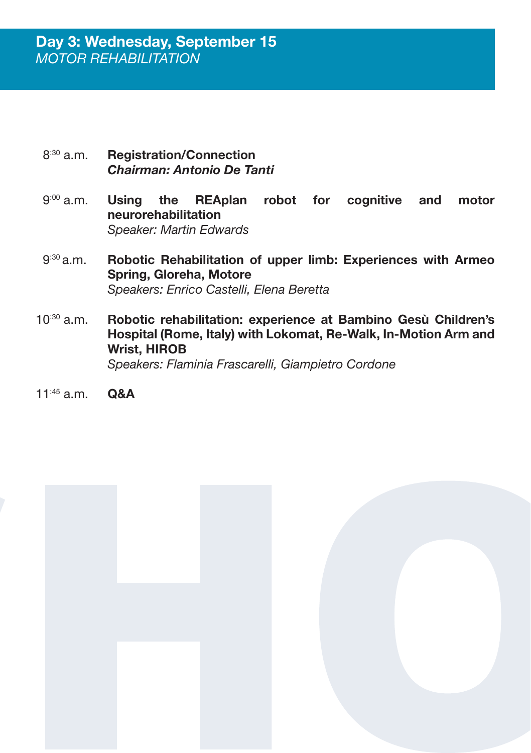## Day 3: Wednesday, September 15

*MOTOR REHABILITATION*

8:30 a.m. **Registration/Connection**
***Chairman: Antonio De Tanti***

9:00 a.m. **Using the REAplan robot for cognitive and motor neurorehabilitation**
*Speaker: Martin Edwards*

9:30 a.m. **Robotic Rehabilitation of upper limb: Experiences with Armeo Spring, Gloreha, Motore**
*Speakers: Enrico Castelli, Elena Beretta*

10:30 a.m. **Robotic rehabilitation: experience at Bambino Gesù Children's Hospital (Rome, Italy) with Lokomat, Re-Walk, In-Motion Arm and Wrist, HIROB**
*Speakers: Flaminia Frascarelli, Giampietro Cordone*

11:45 a.m. **Q&A**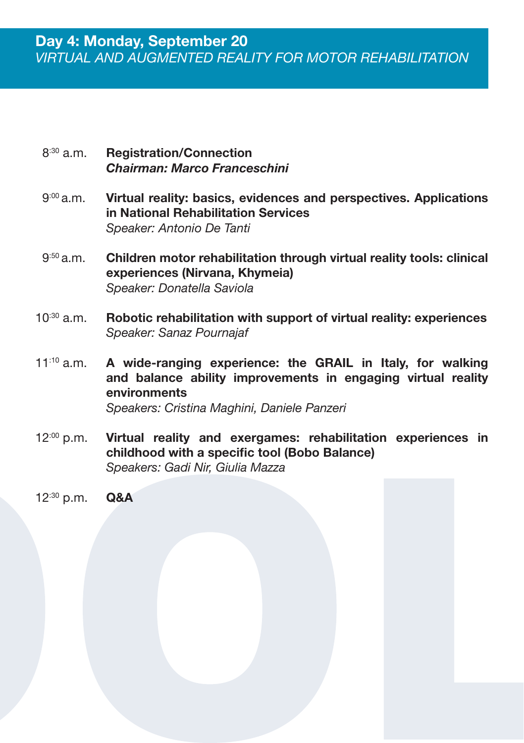## Day 4: Monday, September 20

*VIRTUAL AND AUGMENTED REALITY FOR MOTOR REHABILITATION*

8:30 a.m. **Registration/Connection**
***Chairman: Marco Franceschini***

9:00 a.m. **Virtual reality: basics, evidences and perspectives. Applications in National Rehabilitation Services**
*Speaker: Antonio De Tanti*

9:50 a.m. **Children motor rehabilitation through virtual reality tools: clinical experiences (Nirvana, Khymeia)**
*Speaker: Donatella Saviola*

10:30 a.m. **Robotic rehabilitation with support of virtual reality: experiences**
*Speaker: Sanaz Pournajaf*

11:10 a.m. **A wide-ranging experience: the GRAIL in Italy, for walking and balance ability improvements in engaging virtual reality environments**
*Speakers: Cristina Maghini, Daniele Panzeri*

12:00 p.m. **Virtual reality and exergames: rehabilitation experiences in childhood with a specific tool (Bobo Balance)**
*Speakers: Gadi Nir, Giulia Mazza*

12:30 p.m. **Q&A**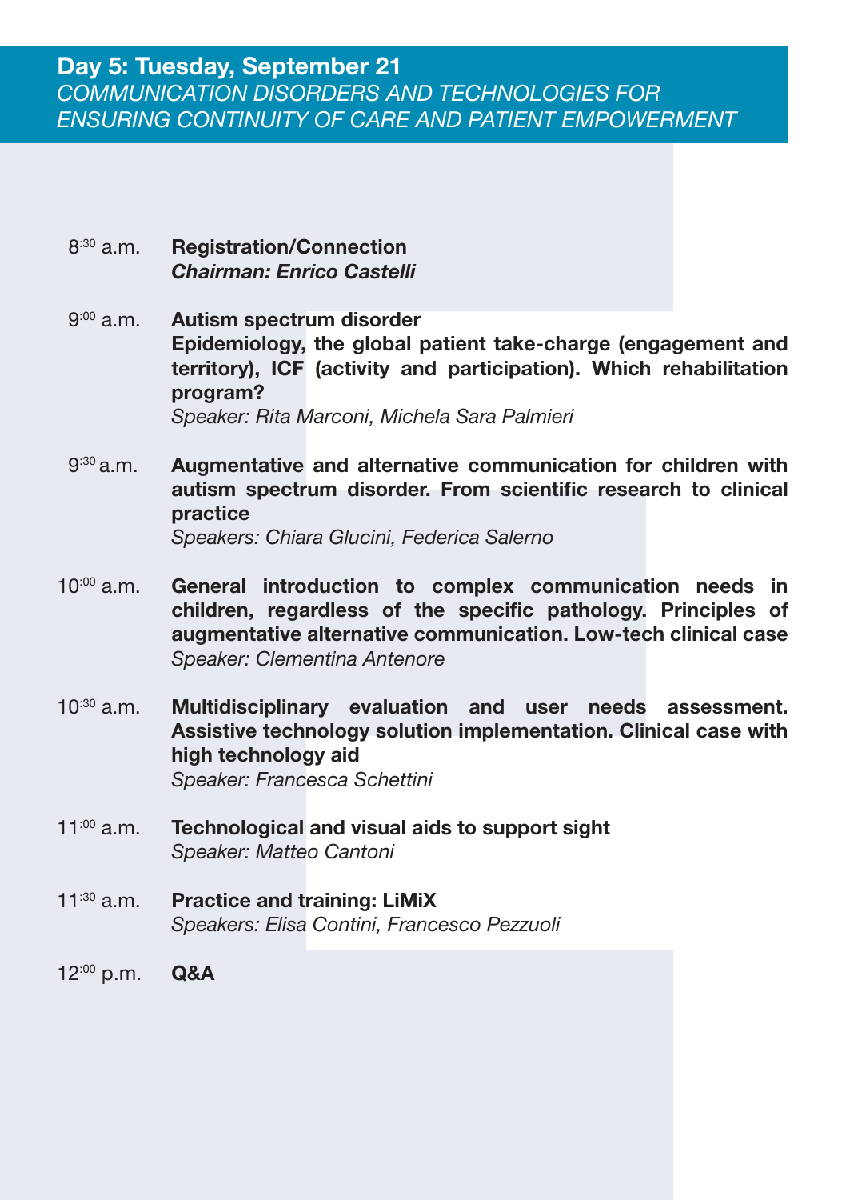## Day 5: Tuesday, September 21

*COMMUNICATION DISORDERS AND TECHNOLOGIES FOR ENSURING CONTINUITY OF CARE AND PATIENT EMPOWERMENT*

8:30 a.m. **Registration/Connection**
***Chairman: Enrico Castelli***

9:00 a.m. **Autism spectrum disorder**
**Epidemiology, the global patient take-charge (engagement and territory), ICF (activity and participation). Which rehabilitation program?**
*Speaker: Rita Marconi, Michela Sara Palmieri*

9:30 a.m. **Augmentative and alternative communication for children with autism spectrum disorder. From scientific research to clinical practice**
*Speakers: Chiara Glucini, Federica Salerno*

10:00 a.m. **General introduction to complex communication needs in children, regardless of the specific pathology. Principles of augmentative alternative communication. Low-tech clinical case**
*Speaker: Clementina Antenore*

10:30 a.m. **Multidisciplinary evaluation and user needs assessment. Assistive technology solution implementation. Clinical case with high technology aid**
*Speaker: Francesca Schettini*

11:00 a.m. **Technological and visual aids to support sight**
*Speaker: Matteo Cantoni*

11:30 a.m. **Practice and training: LiMiX**
*Speakers: Elisa Contini, Francesco Pezzuoli*

12:00 p.m. **Q&A**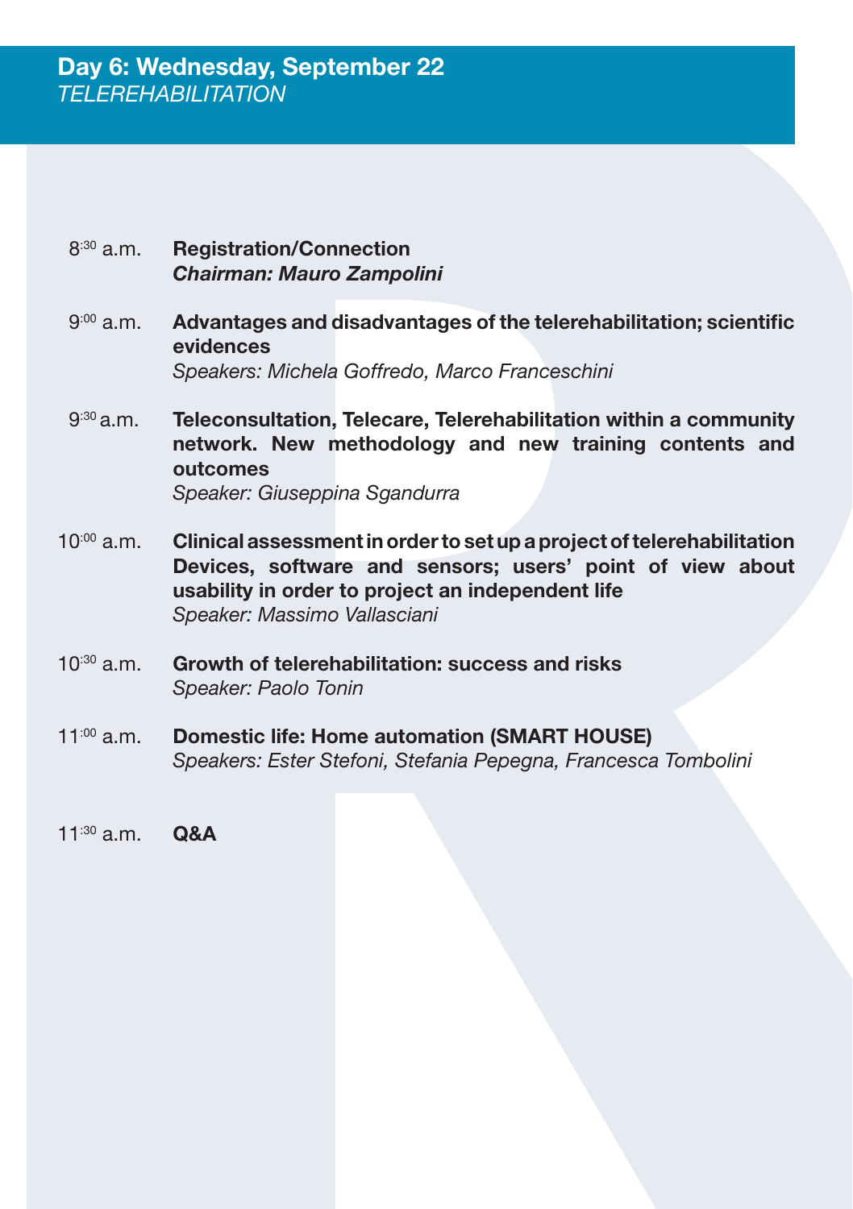## Day 6: Wednesday, September 22

*TELEREHABILITATION*

8:30 a.m. **Registration/Connection**
***Chairman: Mauro Zampolini***

9:00 a.m. **Advantages and disadvantages of the telerehabilitation; scientific evidences**
*Speakers: Michela Goffredo, Marco Franceschini*

9:30 a.m. **Teleconsultation, Telecare, Telerehabilitation within a community network. New methodology and new training contents and outcomes**
*Speaker: Giuseppina Sgandurra*

10:00 a.m. **Clinical assessment in order to set up a project of telerehabilitation Devices, software and sensors; users' point of view about usability in order to project an independent life**
*Speaker: Massimo Vallasciani*

10:30 a.m. **Growth of telerehabilitation: success and risks**
*Speaker: Paolo Tonin*

11:00 a.m. **Domestic life: Home automation (SMART HOUSE)**
*Speakers: Ester Stefoni, Stefania Pepegna, Francesca Tombolini*

11:30 a.m. **Q&A**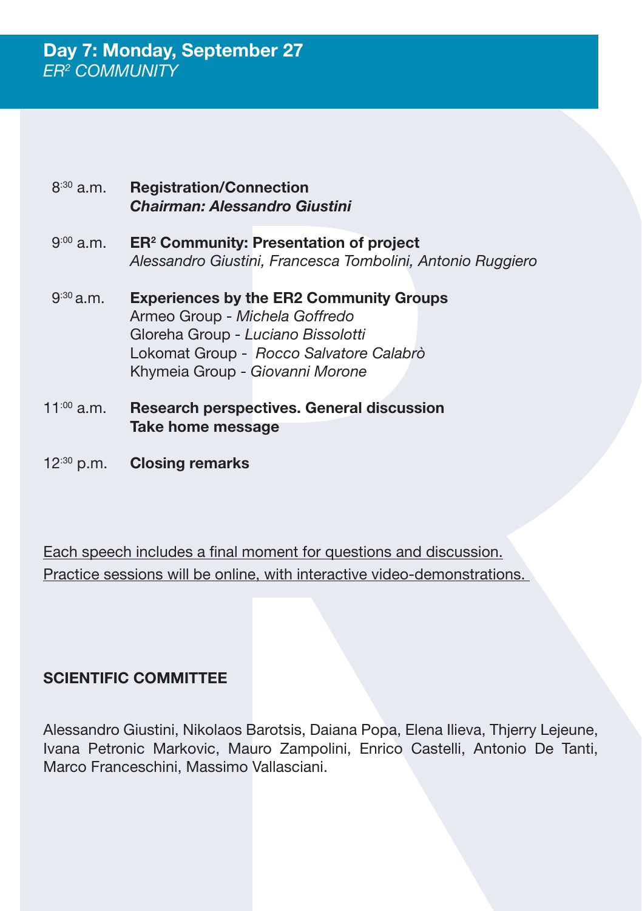## Day 7: Monday, September 27
*ER² COMMUNITY*

| | |
|---|---|
| 8:30 a.m. | **Registration/Connection**<br>***Chairman: Alessandro Giustini*** |
| 9:00 a.m. | **ER² Community: Presentation of project**<br>*Alessandro Giustini, Francesca Tombolini, Antonio Ruggiero* |
| 9:30 a.m. | **Experiences by the ER2 Community Groups**<br>Armeo Group - *Michela Goffredo*<br>Gloreha Group - *Luciano Bissolotti*<br>Lokomat Group - *Rocco Salvatore Calabrò*<br>Khymeia Group - *Giovanni Morone* |
| 11:00 a.m. | **Research perspectives. General discussion**<br>**Take home message** |
| 12:30 p.m. | **Closing remarks** |

<u>Each speech includes a final moment for questions and discussion.</u>
<u>Practice sessions will be online, with interactive video-demonstrations.</u>

**SCIENTIFIC COMMITTEE**

Alessandro Giustini, Nikolaos Barotsis, Daiana Popa, Elena Ilieva, Thjerry Lejeune, Ivana Petronic Markovic, Mauro Zampolini, Enrico Castelli, Antonio De Tanti, Marco Franceschini, Massimo Vallasciani.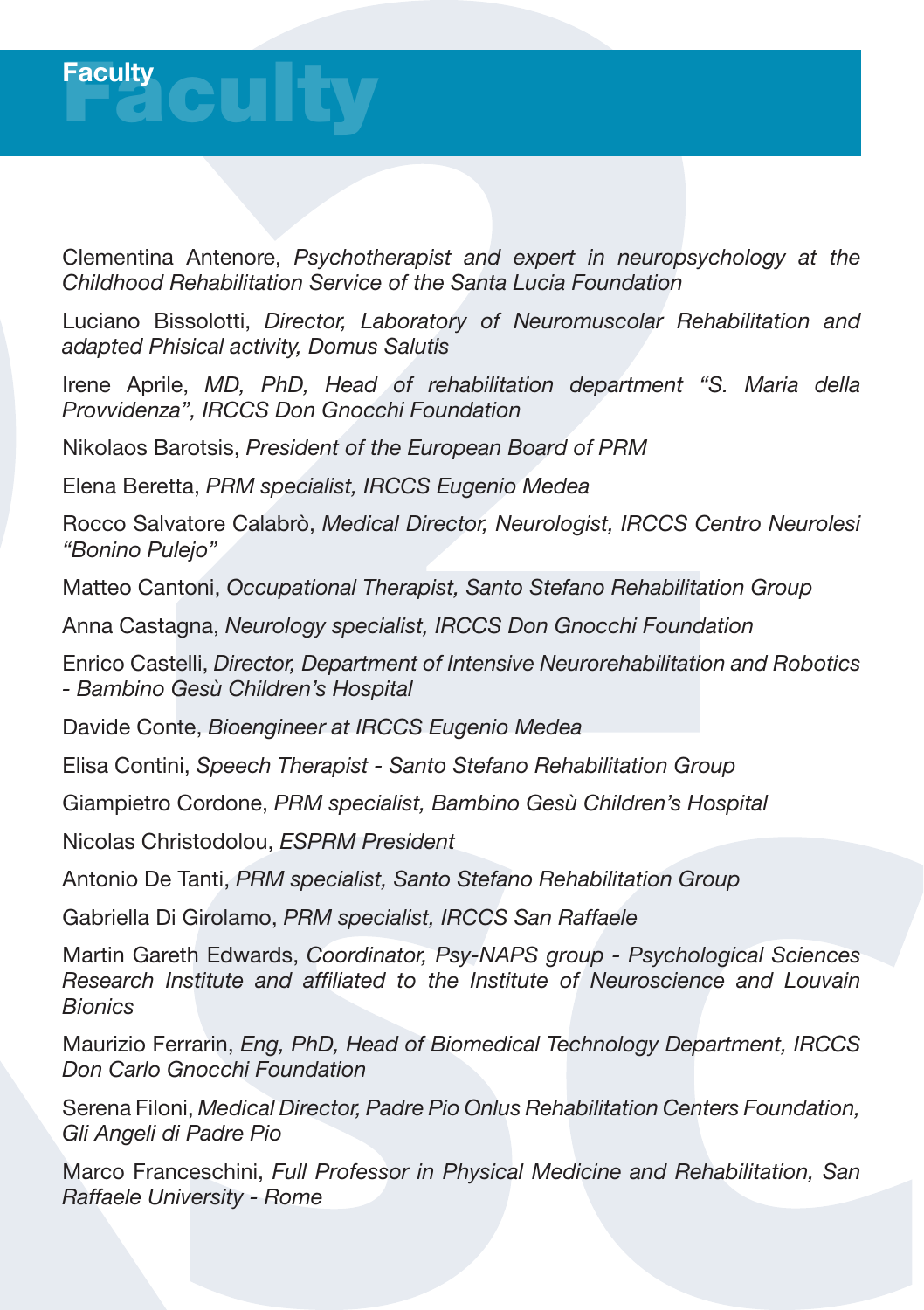# Faculty

Clementina Antenore, *Psychotherapist and expert in neuropsychology at the Childhood Rehabilitation Service of the Santa Lucia Foundation*

Luciano Bissolotti, *Director, Laboratory of Neuromuscolar Rehabilitation and adapted Phisical activity, Domus Salutis*

Irene Aprile, *MD, PhD, Head of rehabilitation department "S. Maria della Provvidenza", IRCCS Don Gnocchi Foundation*

Nikolaos Barotsis, *President of the European Board of PRM*

Elena Beretta, *PRM specialist, IRCCS Eugenio Medea*

Rocco Salvatore Calabrò, *Medical Director, Neurologist, IRCCS Centro Neurolesi "Bonino Pulejo"*

Matteo Cantoni, *Occupational Therapist, Santo Stefano Rehabilitation Group*

Anna Castagna, *Neurology specialist, IRCCS Don Gnocchi Foundation*

Enrico Castelli, *Director, Department of Intensive Neurorehabilitation and Robotics - Bambino Gesù Children's Hospital*

Davide Conte, *Bioengineer at IRCCS Eugenio Medea*

Elisa Contini, *Speech Therapist - Santo Stefano Rehabilitation Group*

Giampietro Cordone, *PRM specialist, Bambino Gesù Children's Hospital*

Nicolas Christodolou, *ESPRM President*

Antonio De Tanti, *PRM specialist, Santo Stefano Rehabilitation Group*

Gabriella Di Girolamo, *PRM specialist, IRCCS San Raffaele*

Martin Gareth Edwards, *Coordinator, Psy-NAPS group - Psychological Sciences Research Institute and affiliated to the Institute of Neuroscience and Louvain Bionics*

Maurizio Ferrarin, *Eng, PhD, Head of Biomedical Technology Department, IRCCS Don Carlo Gnocchi Foundation*

Serena Filoni, *Medical Director, Padre Pio Onlus Rehabilitation Centers Foundation, Gli Angeli di Padre Pio*

Marco Franceschini, *Full Professor in Physical Medicine and Rehabilitation, San Raffaele University - Rome*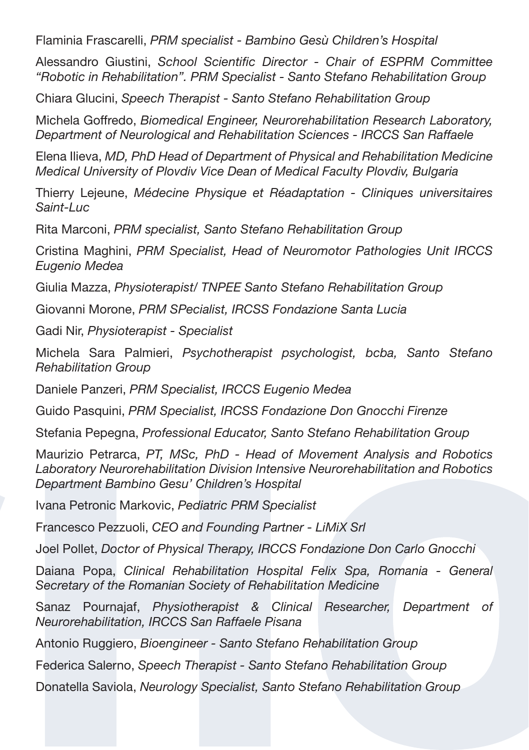Flaminia Frascarelli, *PRM specialist - Bambino Gesù Children's Hospital*

Alessandro Giustini, *School Scientific Director - Chair of ESPRM Committee "Robotic in Rehabilitation". PRM Specialist - Santo Stefano Rehabilitation Group*

Chiara Glucini, *Speech Therapist - Santo Stefano Rehabilitation Group*

Michela Goffredo, *Biomedical Engineer, Neurorehabilitation Research Laboratory, Department of Neurological and Rehabilitation Sciences - IRCCS San Raffaele*

Elena Ilieva, *MD, PhD Head of Department of Physical and Rehabilitation Medicine Medical University of Plovdiv Vice Dean of Medical Faculty Plovdiv, Bulgaria*

Thierry Lejeune, *Médecine Physique et Réadaptation - Cliniques universitaires Saint-Luc*

Rita Marconi, *PRM specialist, Santo Stefano Rehabilitation Group*

Cristina Maghini, *PRM Specialist, Head of Neuromotor Pathologies Unit IRCCS Eugenio Medea*

Giulia Mazza, *Physioterapist/ TNPEE Santo Stefano Rehabilitation Group*

Giovanni Morone, *PRM SPecialist, IRCSS Fondazione Santa Lucia*

Gadi Nir, *Physioterapist - Specialist*

Michela Sara Palmieri, *Psychotherapist psychologist, bcba, Santo Stefano Rehabilitation Group*

Daniele Panzeri, *PRM Specialist, IRCCS Eugenio Medea*

Guido Pasquini, *PRM Specialist, IRCSS Fondazione Don Gnocchi Firenze*

Stefania Pepegna, *Professional Educator, Santo Stefano Rehabilitation Group*

Maurizio Petrarca, *PT, MSc, PhD - Head of Movement Analysis and Robotics Laboratory Neurorehabilitation Division Intensive Neurorehabilitation and Robotics Department Bambino Gesu' Children's Hospital*

Ivana Petronic Markovic, *Pediatric PRM Specialist*

Francesco Pezzuoli, *CEO and Founding Partner - LiMiX Srl*

Joel Pollet, *Doctor of Physical Therapy, IRCCS Fondazione Don Carlo Gnocchi*

Daiana Popa, *Clinical Rehabilitation Hospital Felix Spa, Romania - General Secretary of the Romanian Society of Rehabilitation Medicine*

Sanaz Pournajaf, *Physiotherapist & Clinical Researcher, Department of Neurorehabilitation, IRCCS San Raffaele Pisana*

Antonio Ruggiero, *Bioengineer - Santo Stefano Rehabilitation Group*

Federica Salerno, *Speech Therapist - Santo Stefano Rehabilitation Group*

Donatella Saviola, *Neurology Specialist, Santo Stefano Rehabilitation Group*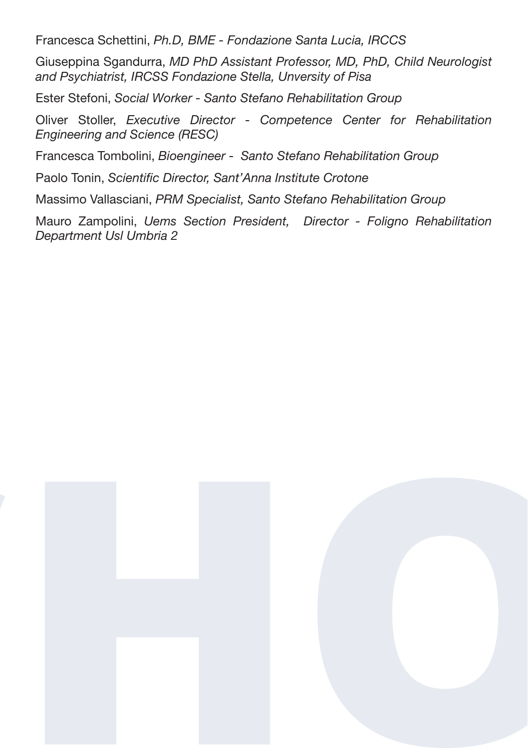Francesca Schettini, *Ph.D, BME - Fondazione Santa Lucia, IRCCS*

Giuseppina Sgandurra, *MD PhD Assistant Professor, MD, PhD, Child Neurologist and Psychiatrist, IRCSS Fondazione Stella, Unversity of Pisa*

Ester Stefoni, *Social Worker - Santo Stefano Rehabilitation Group*

Oliver Stoller, *Executive Director - Competence Center for Rehabilitation Engineering and Science (RESC)*

Francesca Tombolini, *Bioengineer - Santo Stefano Rehabilitation Group*

Paolo Tonin, *Scientific Director, Sant'Anna Institute Crotone*

Massimo Vallasciani, *PRM Specialist, Santo Stefano Rehabilitation Group*

Mauro Zampolini, *Uems Section President, Director - Foligno Rehabilitation Department Usl Umbria 2*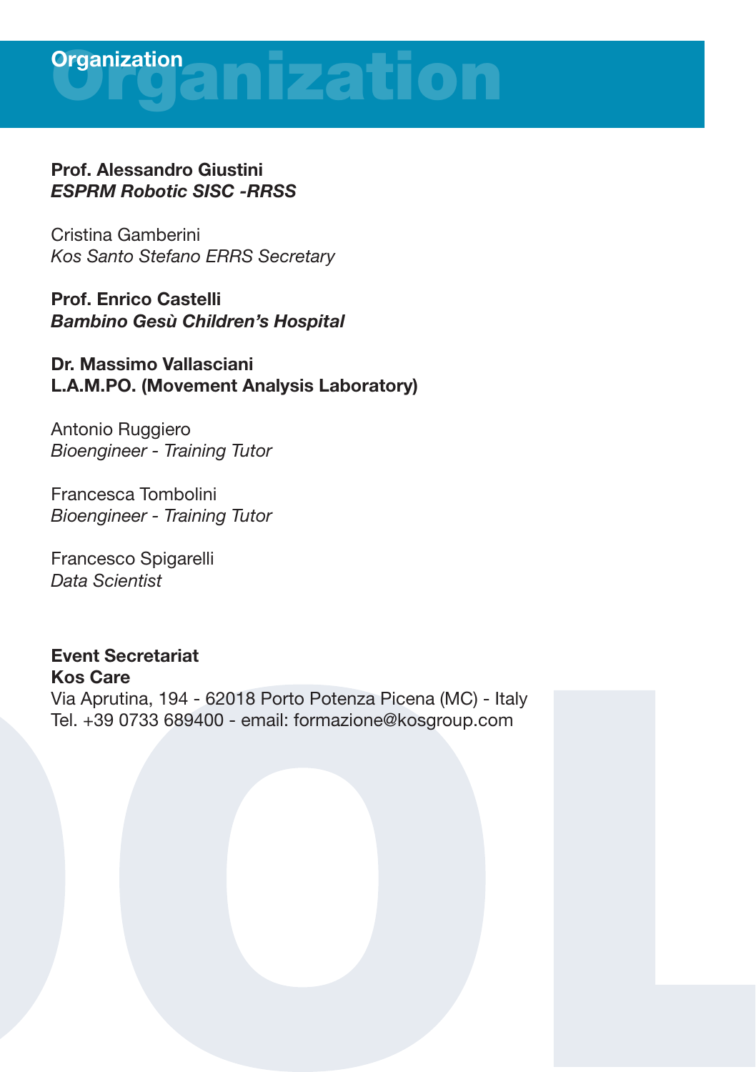# Organization

**Prof. Alessandro Giustini**
***ESPRM Robotic SISC -RRSS***

Cristina Gamberini
*Kos Santo Stefano ERRS Secretary*

**Prof. Enrico Castelli**
***Bambino Gesù Children's Hospital***

**Dr. Massimo Vallasciani**
**L.A.M.PO. (Movement Analysis Laboratory)**

Antonio Ruggiero
*Bioengineer - Training Tutor*

Francesca Tombolini
*Bioengineer - Training Tutor*

Francesco Spigarelli
*Data Scientist*

**Event Secretariat**
**Kos Care**
Via Aprutina, 194 - 62018 Porto Potenza Picena (MC) - Italy
Tel. +39 0733 689400 - email: formazione@kosgroup.com